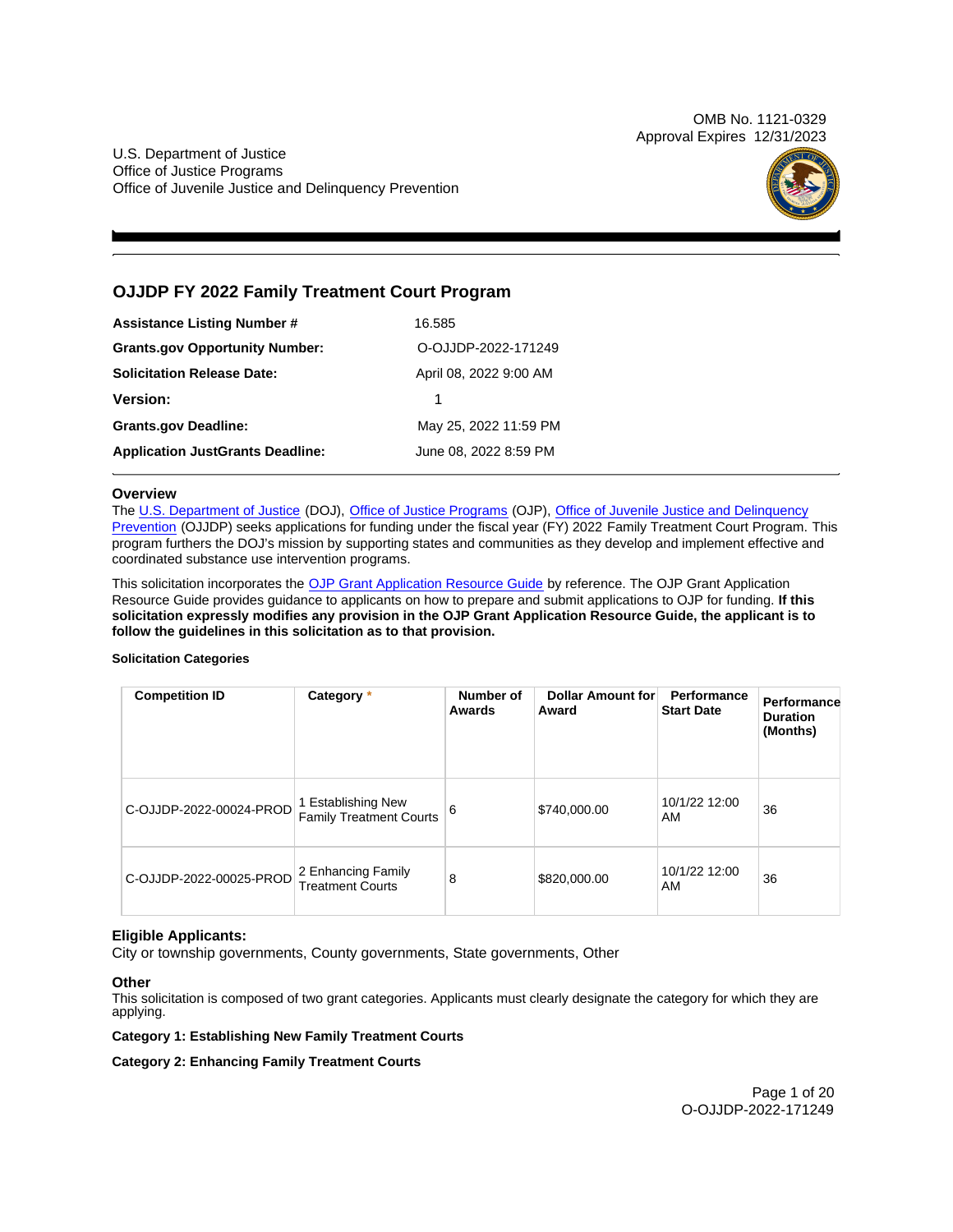OMB No. 1121-0329
Approval Expires 12/31/2023

U.S. Department of Justice
Office of Justice Programs
Office of Juvenile Justice and Delinquency Prevention

# OJJDP FY 2022 Family Treatment Court Program

| | |
|---|---|
| **Assistance Listing Number #** | 16.585 |
| **Grants.gov Opportunity Number:** | O-OJJDP-2022-171249 |
| **Solicitation Release Date:** | April 08, 2022 9:00 AM |
| **Version:** | 1 |
| **Grants.gov Deadline:** | May 25, 2022 11:59 PM |
| **Application JustGrants Deadline:** | June 08, 2022 8:59 PM |

## Overview

The U.S. Department of Justice (DOJ), Office of Justice Programs (OJP), Office of Juvenile Justice and Delinquency Prevention (OJJDP) seeks applications for funding under the fiscal year (FY) 2022 Family Treatment Court Program. This program furthers the DOJ's mission by supporting states and communities as they develop and implement effective and coordinated substance use intervention programs.

This solicitation incorporates the OJP Grant Application Resource Guide by reference. The OJP Grant Application Resource Guide provides guidance to applicants on how to prepare and submit applications to OJP for funding. **If this solicitation expressly modifies any provision in the OJP Grant Application Resource Guide, the applicant is to follow the guidelines in this solicitation as to that provision.**

**Solicitation Categories**

| Competition ID | Category * | Number of Awards | Dollar Amount for Award | Performance Start Date | Performance Duration (Months) |
|---|---|---|---|---|---|
| C-OJJDP-2022-00024-PROD | 1 Establishing New Family Treatment Courts | 6 | $740,000.00 | 10/1/22 12:00 AM | 36 |
| C-OJJDP-2022-00025-PROD | 2 Enhancing Family Treatment Courts | 8 | $820,000.00 | 10/1/22 12:00 AM | 36 |

## Eligible Applicants:

City or township governments, County governments, State governments, Other

## Other

This solicitation is composed of two grant categories. Applicants must clearly designate the category for which they are applying.

**Category 1: Establishing New Family Treatment Courts**

**Category 2: Enhancing Family Treatment Courts**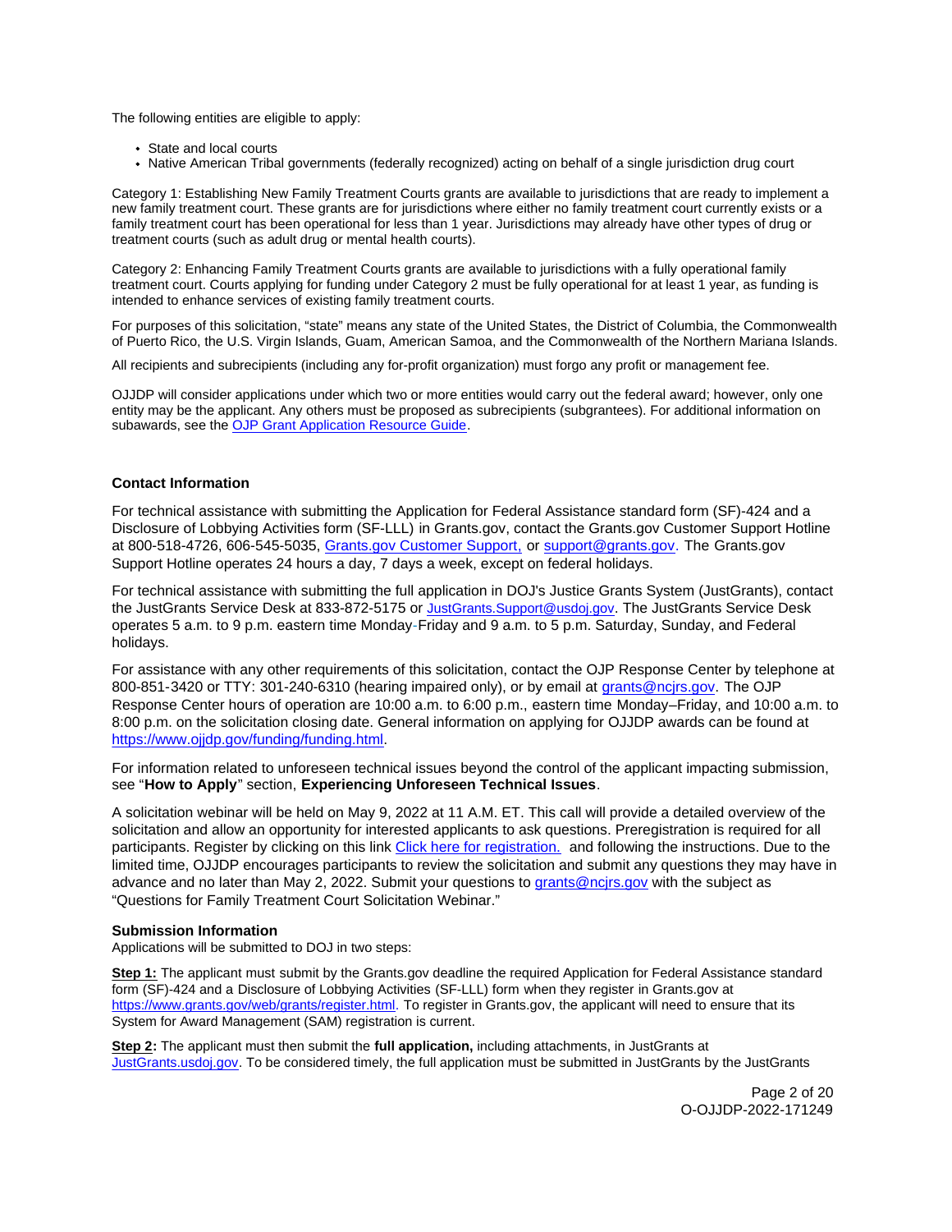The following entities are eligible to apply:

- State and local courts
- Native American Tribal governments (federally recognized) acting on behalf of a single jurisdiction drug court

Category 1: Establishing New Family Treatment Courts grants are available to jurisdictions that are ready to implement a new family treatment court. These grants are for jurisdictions where either no family treatment court currently exists or a family treatment court has been operational for less than 1 year. Jurisdictions may already have other types of drug or treatment courts (such as adult drug or mental health courts).

Category 2: Enhancing Family Treatment Courts grants are available to jurisdictions with a fully operational family treatment court. Courts applying for funding under Category 2 must be fully operational for at least 1 year, as funding is intended to enhance services of existing family treatment courts.

For purposes of this solicitation, "state" means any state of the United States, the District of Columbia, the Commonwealth of Puerto Rico, the U.S. Virgin Islands, Guam, American Samoa, and the Commonwealth of the Northern Mariana Islands.

All recipients and subrecipients (including any for-profit organization) must forgo any profit or management fee.

OJJDP will consider applications under which two or more entities would carry out the federal award; however, only one entity may be the applicant. Any others must be proposed as subrecipients (subgrantees). For additional information on subawards, see the OJP Grant Application Resource Guide.

### Contact Information

For technical assistance with submitting the Application for Federal Assistance standard form (SF)-424 and a Disclosure of Lobbying Activities form (SF-LLL) in Grants.gov, contact the Grants.gov Customer Support Hotline at 800-518-4726, 606-545-5035, Grants.gov Customer Support, or support@grants.gov. The Grants.gov Support Hotline operates 24 hours a day, 7 days a week, except on federal holidays.

For technical assistance with submitting the full application in DOJ's Justice Grants System (JustGrants), contact the JustGrants Service Desk at 833-872-5175 or JustGrants.Support@usdoj.gov. The JustGrants Service Desk operates 5 a.m. to 9 p.m. eastern time Monday-Friday and 9 a.m. to 5 p.m. Saturday, Sunday, and Federal holidays.

For assistance with any other requirements of this solicitation, contact the OJP Response Center by telephone at 800-851-3420 or TTY: 301-240-6310 (hearing impaired only), or by email at grants@ncjrs.gov. The OJP Response Center hours of operation are 10:00 a.m. to 6:00 p.m., eastern time Monday–Friday, and 10:00 a.m. to 8:00 p.m. on the solicitation closing date. General information on applying for OJJDP awards can be found at https://www.ojjdp.gov/funding/funding.html.

For information related to unforeseen technical issues beyond the control of the applicant impacting submission, see "**How to Apply**" section, **Experiencing Unforeseen Technical Issues**.

A solicitation webinar will be held on May 9, 2022 at 11 A.M. ET. This call will provide a detailed overview of the solicitation and allow an opportunity for interested applicants to ask questions. Preregistration is required for all participants. Register by clicking on this link Click here for registration. and following the instructions. Due to the limited time, OJJDP encourages participants to review the solicitation and submit any questions they may have in advance and no later than May 2, 2022. Submit your questions to grants@ncjrs.gov with the subject as "Questions for Family Treatment Court Solicitation Webinar."

### Submission Information

Applications will be submitted to DOJ in two steps:

**Step 1:** The applicant must submit by the Grants.gov deadline the required Application for Federal Assistance standard form (SF)-424 and a Disclosure of Lobbying Activities (SF-LLL) form when they register in Grants.gov at https://www.grants.gov/web/grants/register.html. To register in Grants.gov, the applicant will need to ensure that its System for Award Management (SAM) registration is current.

**Step 2:** The applicant must then submit the **full application,** including attachments, in JustGrants at JustGrants.usdoj.gov. To be considered timely, the full application must be submitted in JustGrants by the JustGrants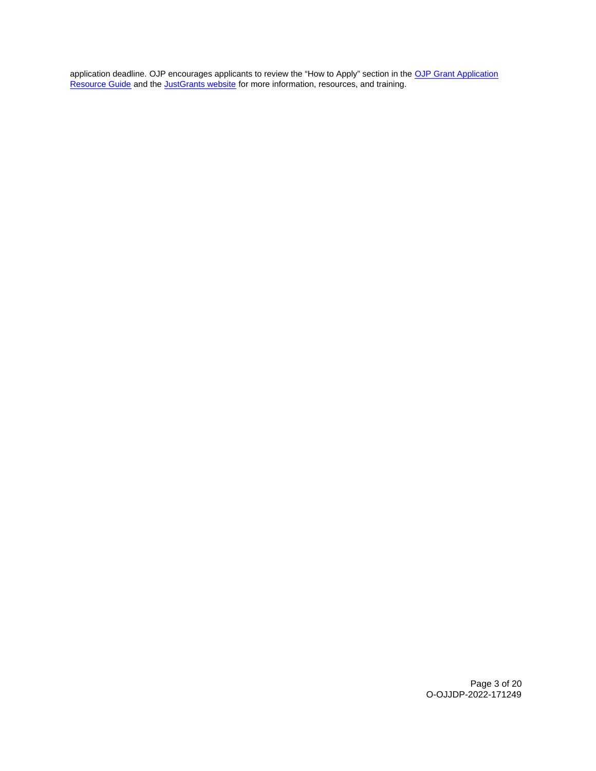application deadline. OJP encourages applicants to review the "How to Apply" section in the [OJP Grant Application Resource Guide](#) and the [JustGrants website](#) for more information, resources, and training.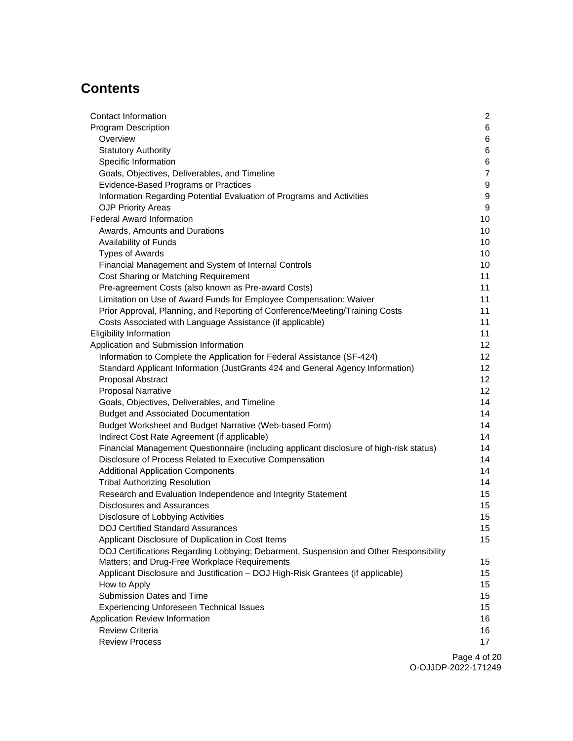# Contents

| | |
|---|---|
| Contact Information | 2 |
| Program Description | 6 |
| Overview | 6 |
| Statutory Authority | 6 |
| Specific Information | 6 |
| Goals, Objectives, Deliverables, and Timeline | 7 |
| Evidence-Based Programs or Practices | 9 |
| Information Regarding Potential Evaluation of Programs and Activities | 9 |
| OJP Priority Areas | 9 |
| Federal Award Information | 10 |
| Awards, Amounts and Durations | 10 |
| Availability of Funds | 10 |
| Types of Awards | 10 |
| Financial Management and System of Internal Controls | 10 |
| Cost Sharing or Matching Requirement | 11 |
| Pre-agreement Costs (also known as Pre-award Costs) | 11 |
| Limitation on Use of Award Funds for Employee Compensation: Waiver | 11 |
| Prior Approval, Planning, and Reporting of Conference/Meeting/Training Costs | 11 |
| Costs Associated with Language Assistance (if applicable) | 11 |
| Eligibility Information | 11 |
| Application and Submission Information | 12 |
| Information to Complete the Application for Federal Assistance (SF-424) | 12 |
| Standard Applicant Information (JustGrants 424 and General Agency Information) | 12 |
| Proposal Abstract | 12 |
| Proposal Narrative | 12 |
| Goals, Objectives, Deliverables, and Timeline | 14 |
| Budget and Associated Documentation | 14 |
| Budget Worksheet and Budget Narrative (Web-based Form) | 14 |
| Indirect Cost Rate Agreement (if applicable) | 14 |
| Financial Management Questionnaire (including applicant disclosure of high-risk status) | 14 |
| Disclosure of Process Related to Executive Compensation | 14 |
| Additional Application Components | 14 |
| Tribal Authorizing Resolution | 14 |
| Research and Evaluation Independence and Integrity Statement | 15 |
| Disclosures and Assurances | 15 |
| Disclosure of Lobbying Activities | 15 |
| DOJ Certified Standard Assurances | 15 |
| Applicant Disclosure of Duplication in Cost Items | 15 |
| DOJ Certifications Regarding Lobbying; Debarment, Suspension and Other Responsibility Matters; and Drug-Free Workplace Requirements | 15 |
| Applicant Disclosure and Justification – DOJ High-Risk Grantees (if applicable) | 15 |
| How to Apply | 15 |
| Submission Dates and Time | 15 |
| Experiencing Unforeseen Technical Issues | 15 |
| Application Review Information | 16 |
| Review Criteria | 16 |
| Review Process | 17 |

O-OJJDP-2022-171249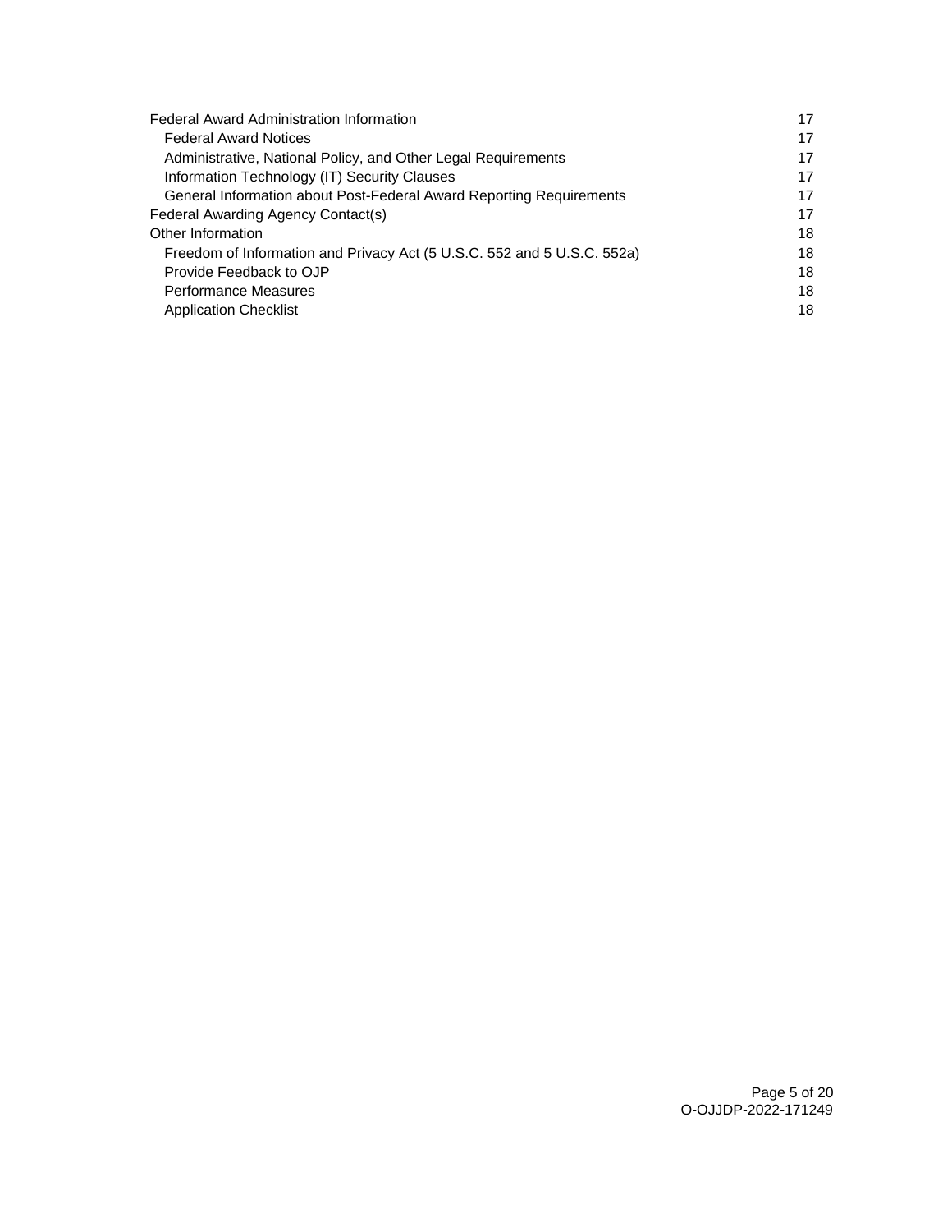| | |
|---|---|
| Federal Award Administration Information | 17 |
| Federal Award Notices | 17 |
| Administrative, National Policy, and Other Legal Requirements | 17 |
| Information Technology (IT) Security Clauses | 17 |
| General Information about Post-Federal Award Reporting Requirements | 17 |
| Federal Awarding Agency Contact(s) | 17 |
| Other Information | 18 |
| Freedom of Information and Privacy Act (5 U.S.C. 552 and 5 U.S.C. 552a) | 18 |
| Provide Feedback to OJP | 18 |
| Performance Measures | 18 |
| Application Checklist | 18 |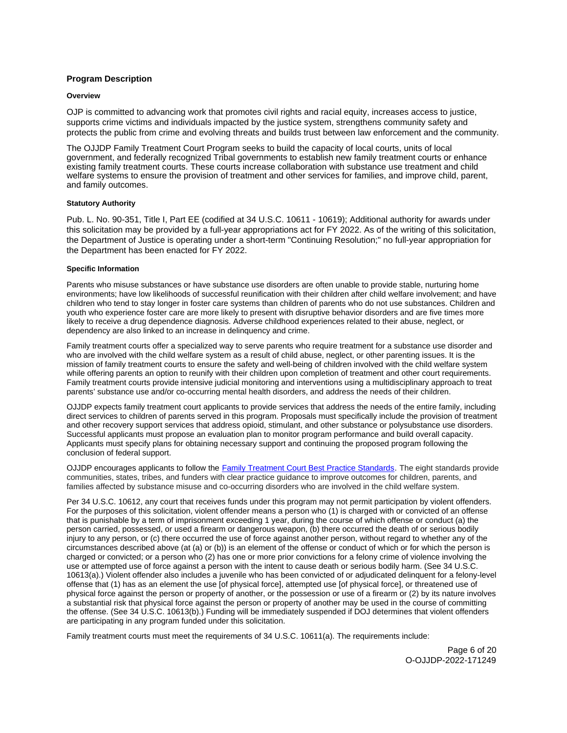## Program Description

#### Overview

OJP is committed to advancing work that promotes civil rights and racial equity, increases access to justice, supports crime victims and individuals impacted by the justice system, strengthens community safety and protects the public from crime and evolving threats and builds trust between law enforcement and the community.

The OJJDP Family Treatment Court Program seeks to build the capacity of local courts, units of local government, and federally recognized Tribal governments to establish new family treatment courts or enhance existing family treatment courts. These courts increase collaboration with substance use treatment and child welfare systems to ensure the provision of treatment and other services for families, and improve child, parent, and family outcomes.

#### Statutory Authority

Pub. L. No. 90-351, Title I, Part EE (codified at 34 U.S.C. 10611 - 10619); Additional authority for awards under this solicitation may be provided by a full-year appropriations act for FY 2022. As of the writing of this solicitation, the Department of Justice is operating under a short-term "Continuing Resolution;" no full-year appropriation for the Department has been enacted for FY 2022.

#### Specific Information

Parents who misuse substances or have substance use disorders are often unable to provide stable, nurturing home environments; have low likelihoods of successful reunification with their children after child welfare involvement; and have children who tend to stay longer in foster care systems than children of parents who do not use substances. Children and youth who experience foster care are more likely to present with disruptive behavior disorders and are five times more likely to receive a drug dependence diagnosis. Adverse childhood experiences related to their abuse, neglect, or dependency are also linked to an increase in delinquency and crime.

Family treatment courts offer a specialized way to serve parents who require treatment for a substance use disorder and who are involved with the child welfare system as a result of child abuse, neglect, or other parenting issues. It is the mission of family treatment courts to ensure the safety and well-being of children involved with the child welfare system while offering parents an option to reunify with their children upon completion of treatment and other court requirements. Family treatment courts provide intensive judicial monitoring and interventions using a multidisciplinary approach to treat parents' substance use and/or co-occurring mental health disorders, and address the needs of their children.

OJJDP expects family treatment court applicants to provide services that address the needs of the entire family, including direct services to children of parents served in this program. Proposals must specifically include the provision of treatment and other recovery support services that address opioid, stimulant, and other substance or polysubstance use disorders. Successful applicants must propose an evaluation plan to monitor program performance and build overall capacity. Applicants must specify plans for obtaining necessary support and continuing the proposed program following the conclusion of federal support.

OJJDP encourages applicants to follow the [Family Treatment Court Best Practice Standards](). The eight standards provide communities, states, tribes, and funders with clear practice guidance to improve outcomes for children, parents, and families affected by substance misuse and co-occurring disorders who are involved in the child welfare system.

Per 34 U.S.C. 10612, any court that receives funds under this program may not permit participation by violent offenders. For the purposes of this solicitation, violent offender means a person who (1) is charged with or convicted of an offense that is punishable by a term of imprisonment exceeding 1 year, during the course of which offense or conduct (a) the person carried, possessed, or used a firearm or dangerous weapon, (b) there occurred the death of or serious bodily injury to any person, or (c) there occurred the use of force against another person, without regard to whether any of the circumstances described above (at (a) or (b)) is an element of the offense or conduct of which or for which the person is charged or convicted; or a person who (2) has one or more prior convictions for a felony crime of violence involving the use or attempted use of force against a person with the intent to cause death or serious bodily harm. (See 34 U.S.C. 10613(a).) Violent offender also includes a juvenile who has been convicted of or adjudicated delinquent for a felony-level offense that (1) has as an element the use [of physical force], attempted use [of physical force], or threatened use of physical force against the person or property of another, or the possession or use of a firearm or (2) by its nature involves a substantial risk that physical force against the person or property of another may be used in the course of committing the offense. (See 34 U.S.C. 10613(b).) Funding will be immediately suspended if DOJ determines that violent offenders are participating in any program funded under this solicitation.

Family treatment courts must meet the requirements of 34 U.S.C. 10611(a). The requirements include: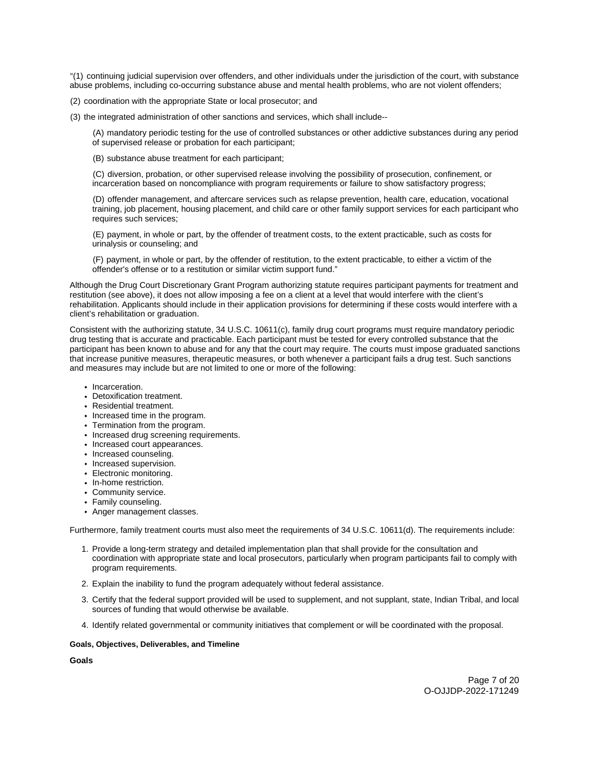"(1) continuing judicial supervision over offenders, and other individuals under the jurisdiction of the court, with substance abuse problems, including co-occurring substance abuse and mental health problems, who are not violent offenders;

(2) coordination with the appropriate State or local prosecutor; and

(3) the integrated administration of other sanctions and services, which shall include--

> (A) mandatory periodic testing for the use of controlled substances or other addictive substances during any period of supervised release or probation for each participant;
>
> (B) substance abuse treatment for each participant;
>
> (C) diversion, probation, or other supervised release involving the possibility of prosecution, confinement, or incarceration based on noncompliance with program requirements or failure to show satisfactory progress;
>
> (D) offender management, and aftercare services such as relapse prevention, health care, education, vocational training, job placement, housing placement, and child care or other family support services for each participant who requires such services;
>
> (E) payment, in whole or part, by the offender of treatment costs, to the extent practicable, such as costs for urinalysis or counseling; and
>
> (F) payment, in whole or part, by the offender of restitution, to the extent practicable, to either a victim of the offender's offense or to a restitution or similar victim support fund."

Although the Drug Court Discretionary Grant Program authorizing statute requires participant payments for treatment and restitution (see above), it does not allow imposing a fee on a client at a level that would interfere with the client's rehabilitation. Applicants should include in their application provisions for determining if these costs would interfere with a client's rehabilitation or graduation.

Consistent with the authorizing statute, 34 U.S.C. 10611(c), family drug court programs must require mandatory periodic drug testing that is accurate and practicable. Each participant must be tested for every controlled substance that the participant has been known to abuse and for any that the court may require. The courts must impose graduated sanctions that increase punitive measures, therapeutic measures, or both whenever a participant fails a drug test. Such sanctions and measures may include but are not limited to one or more of the following:

- Incarceration.
- Detoxification treatment.
- Residential treatment.
- Increased time in the program.
- Termination from the program.
- Increased drug screening requirements.
- Increased court appearances.
- Increased counseling.
- Increased supervision.
- Electronic monitoring.
- In-home restriction.
- Community service.
- Family counseling.
- Anger management classes.

Furthermore, family treatment courts must also meet the requirements of 34 U.S.C. 10611(d). The requirements include:

1. Provide a long-term strategy and detailed implementation plan that shall provide for the consultation and coordination with appropriate state and local prosecutors, particularly when program participants fail to comply with program requirements.
2. Explain the inability to fund the program adequately without federal assistance.
3. Certify that the federal support provided will be used to supplement, and not supplant, state, Indian Tribal, and local sources of funding that would otherwise be available.
4. Identify related governmental or community initiatives that complement or will be coordinated with the proposal.

**Goals, Objectives, Deliverables, and Timeline**

**Goals**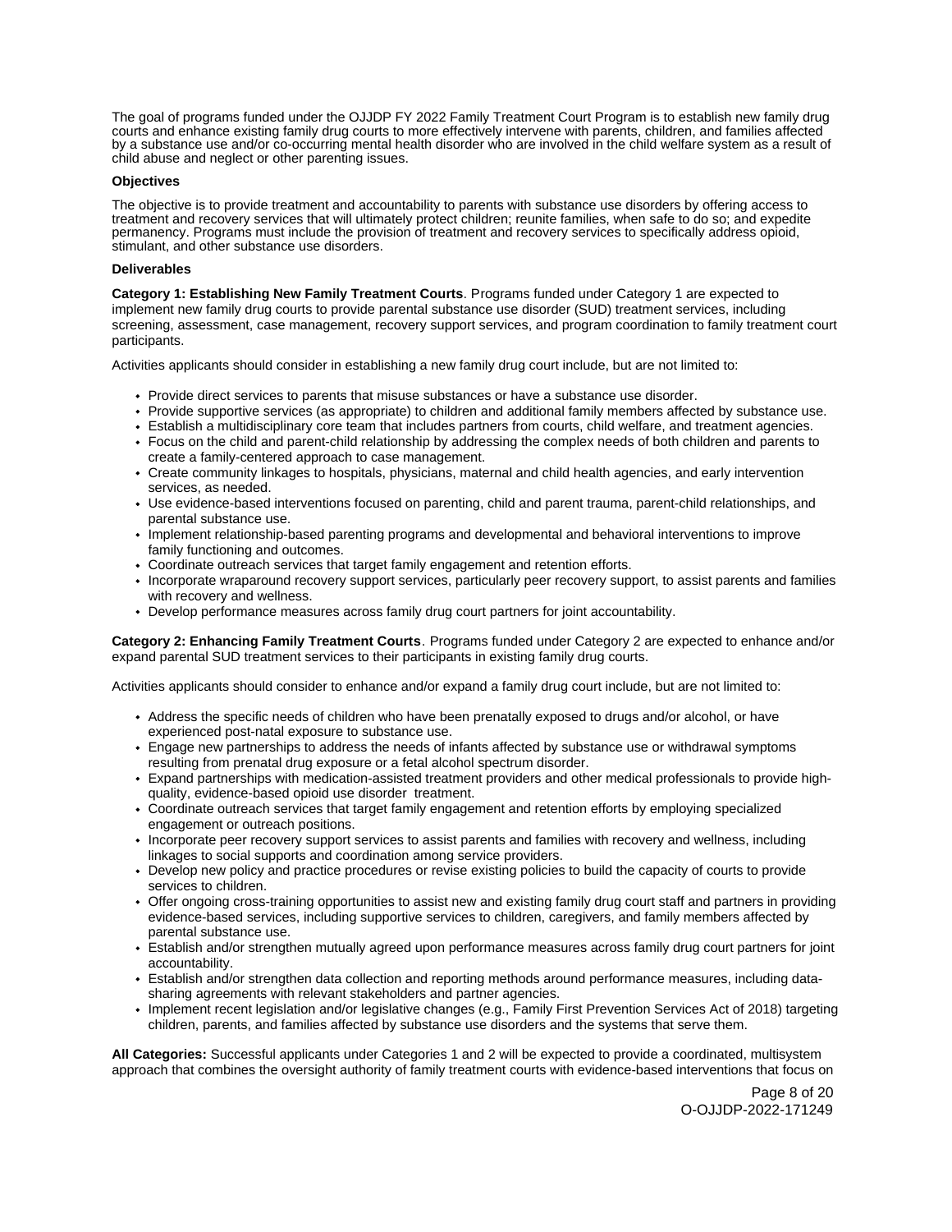The goal of programs funded under the OJJDP FY 2022 Family Treatment Court Program is to establish new family drug courts and enhance existing family drug courts to more effectively intervene with parents, children, and families affected by a substance use and/or co-occurring mental health disorder who are involved in the child welfare system as a result of child abuse and neglect or other parenting issues.

**Objectives**

The objective is to provide treatment and accountability to parents with substance use disorders by offering access to treatment and recovery services that will ultimately protect children; reunite families, when safe to do so; and expedite permanency. Programs must include the provision of treatment and recovery services to specifically address opioid, stimulant, and other substance use disorders.

**Deliverables**

**Category 1: Establishing New Family Treatment Courts**. Programs funded under Category 1 are expected to implement new family drug courts to provide parental substance use disorder (SUD) treatment services, including screening, assessment, case management, recovery support services, and program coordination to family treatment court participants.

Activities applicants should consider in establishing a new family drug court include, but are not limited to:

- Provide direct services to parents that misuse substances or have a substance use disorder.
- Provide supportive services (as appropriate) to children and additional family members affected by substance use.
- Establish a multidisciplinary core team that includes partners from courts, child welfare, and treatment agencies.
- Focus on the child and parent-child relationship by addressing the complex needs of both children and parents to create a family-centered approach to case management.
- Create community linkages to hospitals, physicians, maternal and child health agencies, and early intervention services, as needed.
- Use evidence-based interventions focused on parenting, child and parent trauma, parent-child relationships, and parental substance use.
- Implement relationship-based parenting programs and developmental and behavioral interventions to improve family functioning and outcomes.
- Coordinate outreach services that target family engagement and retention efforts.
- Incorporate wraparound recovery support services, particularly peer recovery support, to assist parents and families with recovery and wellness.
- Develop performance measures across family drug court partners for joint accountability.

**Category 2: Enhancing Family Treatment Courts**. Programs funded under Category 2 are expected to enhance and/or expand parental SUD treatment services to their participants in existing family drug courts.

Activities applicants should consider to enhance and/or expand a family drug court include, but are not limited to:

- Address the specific needs of children who have been prenatally exposed to drugs and/or alcohol, or have experienced post-natal exposure to substance use.
- Engage new partnerships to address the needs of infants affected by substance use or withdrawal symptoms resulting from prenatal drug exposure or a fetal alcohol spectrum disorder.
- Expand partnerships with medication-assisted treatment providers and other medical professionals to provide high-quality, evidence-based opioid use disorder treatment.
- Coordinate outreach services that target family engagement and retention efforts by employing specialized engagement or outreach positions.
- Incorporate peer recovery support services to assist parents and families with recovery and wellness, including linkages to social supports and coordination among service providers.
- Develop new policy and practice procedures or revise existing policies to build the capacity of courts to provide services to children.
- Offer ongoing cross-training opportunities to assist new and existing family drug court staff and partners in providing evidence-based services, including supportive services to children, caregivers, and family members affected by parental substance use.
- Establish and/or strengthen mutually agreed upon performance measures across family drug court partners for joint accountability.
- Establish and/or strengthen data collection and reporting methods around performance measures, including data-sharing agreements with relevant stakeholders and partner agencies.
- Implement recent legislation and/or legislative changes (e.g., Family First Prevention Services Act of 2018) targeting children, parents, and families affected by substance use disorders and the systems that serve them.

**All Categories:** Successful applicants under Categories 1 and 2 will be expected to provide a coordinated, multisystem approach that combines the oversight authority of family treatment courts with evidence-based interventions that focus on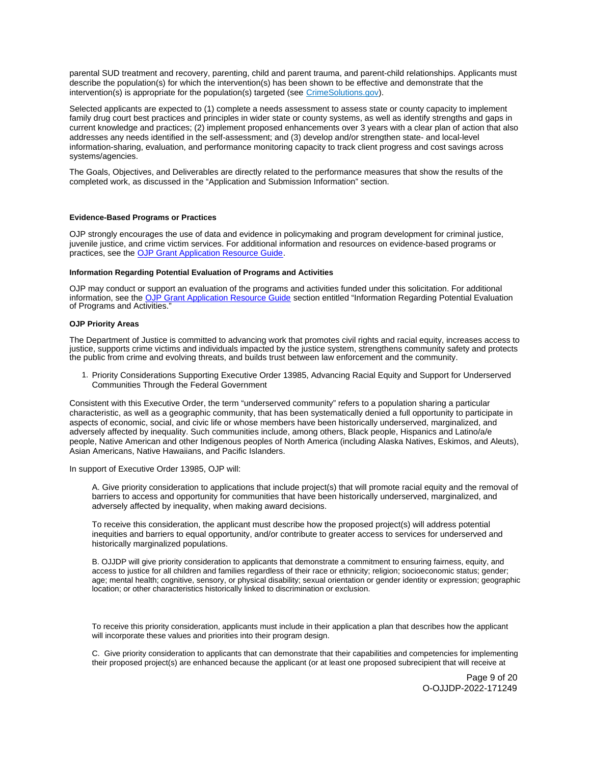parental SUD treatment and recovery, parenting, child and parent trauma, and parent-child relationships. Applicants must describe the population(s) for which the intervention(s) has been shown to be effective and demonstrate that the intervention(s) is appropriate for the population(s) targeted (see CrimeSolutions.gov).

Selected applicants are expected to (1) complete a needs assessment to assess state or county capacity to implement family drug court best practices and principles in wider state or county systems, as well as identify strengths and gaps in current knowledge and practices; (2) implement proposed enhancements over 3 years with a clear plan of action that also addresses any needs identified in the self-assessment; and (3) develop and/or strengthen state- and local-level information-sharing, evaluation, and performance monitoring capacity to track client progress and cost savings across systems/agencies.

The Goals, Objectives, and Deliverables are directly related to the performance measures that show the results of the completed work, as discussed in the "Application and Submission Information" section.

**Evidence-Based Programs or Practices**

OJP strongly encourages the use of data and evidence in policymaking and program development for criminal justice, juvenile justice, and crime victim services. For additional information and resources on evidence-based programs or practices, see the OJP Grant Application Resource Guide.

**Information Regarding Potential Evaluation of Programs and Activities**

OJP may conduct or support an evaluation of the programs and activities funded under this solicitation. For additional information, see the OJP Grant Application Resource Guide section entitled "Information Regarding Potential Evaluation of Programs and Activities."

**OJP Priority Areas**

The Department of Justice is committed to advancing work that promotes civil rights and racial equity, increases access to justice, supports crime victims and individuals impacted by the justice system, strengthens community safety and protects the public from crime and evolving threats, and builds trust between law enforcement and the community.

1. Priority Considerations Supporting Executive Order 13985, Advancing Racial Equity and Support for Underserved Communities Through the Federal Government

Consistent with this Executive Order, the term "underserved community" refers to a population sharing a particular characteristic, as well as a geographic community, that has been systematically denied a full opportunity to participate in aspects of economic, social, and civic life or whose members have been historically underserved, marginalized, and adversely affected by inequality. Such communities include, among others, Black people, Hispanics and Latino/a/e people, Native American and other Indigenous peoples of North America (including Alaska Natives, Eskimos, and Aleuts), Asian Americans, Native Hawaiians, and Pacific Islanders.

In support of Executive Order 13985, OJP will:

A. Give priority consideration to applications that include project(s) that will promote racial equity and the removal of barriers to access and opportunity for communities that have been historically underserved, marginalized, and adversely affected by inequality, when making award decisions.

To receive this consideration, the applicant must describe how the proposed project(s) will address potential inequities and barriers to equal opportunity, and/or contribute to greater access to services for underserved and historically marginalized populations.

B. OJJDP will give priority consideration to applicants that demonstrate a commitment to ensuring fairness, equity, and access to justice for all children and families regardless of their race or ethnicity; religion; socioeconomic status; gender; age; mental health; cognitive, sensory, or physical disability; sexual orientation or gender identity or expression; geographic location; or other characteristics historically linked to discrimination or exclusion.

To receive this priority consideration, applicants must include in their application a plan that describes how the applicant will incorporate these values and priorities into their program design.

C. Give priority consideration to applicants that can demonstrate that their capabilities and competencies for implementing their proposed project(s) are enhanced because the applicant (or at least one proposed subrecipient that will receive at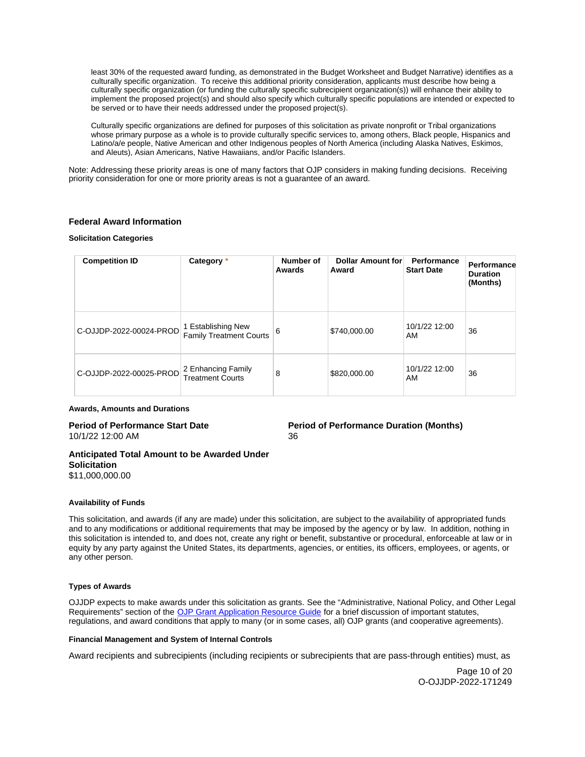least 30% of the requested award funding, as demonstrated in the Budget Worksheet and Budget Narrative) identifies as a culturally specific organization. To receive this additional priority consideration, applicants must describe how being a culturally specific organization (or funding the culturally specific subrecipient organization(s)) will enhance their ability to implement the proposed project(s) and should also specify which culturally specific populations are intended or expected to be served or to have their needs addressed under the proposed project(s).

Culturally specific organizations are defined for purposes of this solicitation as private nonprofit or Tribal organizations whose primary purpose as a whole is to provide culturally specific services to, among others, Black people, Hispanics and Latino/a/e people, Native American and other Indigenous peoples of North America (including Alaska Natives, Eskimos, and Aleuts), Asian Americans, Native Hawaiians, and/or Pacific Islanders.

Note: Addressing these priority areas is one of many factors that OJP considers in making funding decisions. Receiving priority consideration for one or more priority areas is not a guarantee of an award.

## Federal Award Information

#### Solicitation Categories

| Competition ID | Category * | Number of Awards | Dollar Amount for Award | Performance Start Date | Performance Duration (Months) |
|---|---|---|---|---|---|
| C-OJJDP-2022-00024-PROD | 1 Establishing New Family Treatment Courts | 6 | $740,000.00 | 10/1/22 12:00 AM | 36 |
| C-OJJDP-2022-00025-PROD | 2 Enhancing Family Treatment Courts | 8 | $820,000.00 | 10/1/22 12:00 AM | 36 |

#### Awards, Amounts and Durations

**Period of Performance Start Date**
10/1/22 12:00 AM

**Period of Performance Duration (Months)**
36

**Anticipated Total Amount to be Awarded Under Solicitation**
$11,000,000.00

#### Availability of Funds

This solicitation, and awards (if any are made) under this solicitation, are subject to the availability of appropriated funds and to any modifications or additional requirements that may be imposed by the agency or by law. In addition, nothing in this solicitation is intended to, and does not, create any right or benefit, substantive or procedural, enforceable at law or in equity by any party against the United States, its departments, agencies, or entities, its officers, employees, or agents, or any other person.

#### Types of Awards

OJJDP expects to make awards under this solicitation as grants. See the "Administrative, National Policy, and Other Legal Requirements" section of the OJP Grant Application Resource Guide for a brief discussion of important statutes, regulations, and award conditions that apply to many (or in some cases, all) OJP grants (and cooperative agreements).

#### Financial Management and System of Internal Controls

Award recipients and subrecipients (including recipients or subrecipients that are pass-through entities) must, as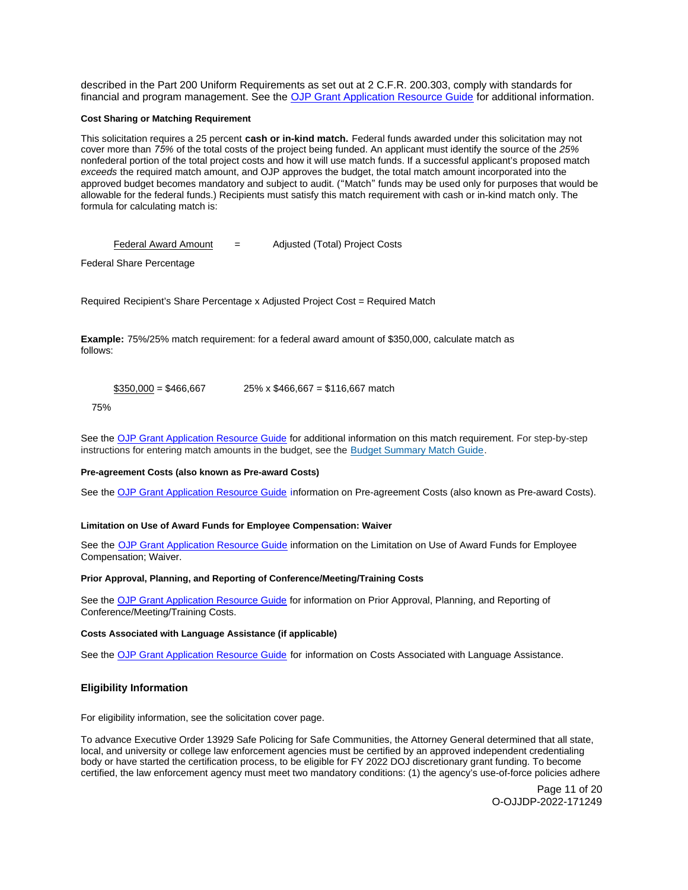described in the Part 200 Uniform Requirements as set out at 2 C.F.R. 200.303, comply with standards for financial and program management. See the OJP Grant Application Resource Guide for additional information.

#### Cost Sharing or Matching Requirement

This solicitation requires a 25 percent **cash or in-kind match.** Federal funds awarded under this solicitation may not cover more than *75%* of the total costs of the project being funded. An applicant must identify the source of the *25%* nonfederal portion of the total project costs and how it will use match funds. If a successful applicant's proposed match *exceeds* the required match amount, and OJP approves the budget, the total match amount incorporated into the approved budget becomes mandatory and subject to audit. ("Match" funds may be used only for purposes that would be allowable for the federal funds.) Recipients must satisfy this match requirement with cash or in-kind match only. The formula for calculating match is:

$$\frac{\text{Federal Award Amount}}{\text{Federal Share Percentage}} = \text{Adjusted (Total) Project Costs}$$

Required Recipient's Share Percentage x Adjusted Project Cost = Required Match

**Example:** 75%/25% match requirement: for a federal award amount of $350,000, calculate match as follows:

$$\frac{\$350{,}000}{75\%} = \$466{,}667 \qquad 25\% \times \$466{,}667 = \$116{,}667 \text{ match}$$

See the OJP Grant Application Resource Guide for additional information on this match requirement. For step-by-step instructions for entering match amounts in the budget, see the Budget Summary Match Guide.

#### Pre-agreement Costs (also known as Pre-award Costs)

See the OJP Grant Application Resource Guide information on Pre-agreement Costs (also known as Pre-award Costs).

#### Limitation on Use of Award Funds for Employee Compensation: Waiver

See the OJP Grant Application Resource Guide information on the Limitation on Use of Award Funds for Employee Compensation; Waiver.

#### Prior Approval, Planning, and Reporting of Conference/Meeting/Training Costs

See the OJP Grant Application Resource Guide for information on Prior Approval, Planning, and Reporting of Conference/Meeting/Training Costs.

#### Costs Associated with Language Assistance (if applicable)

See the OJP Grant Application Resource Guide for information on Costs Associated with Language Assistance.

### Eligibility Information

For eligibility information, see the solicitation cover page.

To advance Executive Order 13929 Safe Policing for Safe Communities, the Attorney General determined that all state, local, and university or college law enforcement agencies must be certified by an approved independent credentialing body or have started the certification process, to be eligible for FY 2022 DOJ discretionary grant funding. To become certified, the law enforcement agency must meet two mandatory conditions: (1) the agency's use-of-force policies adhere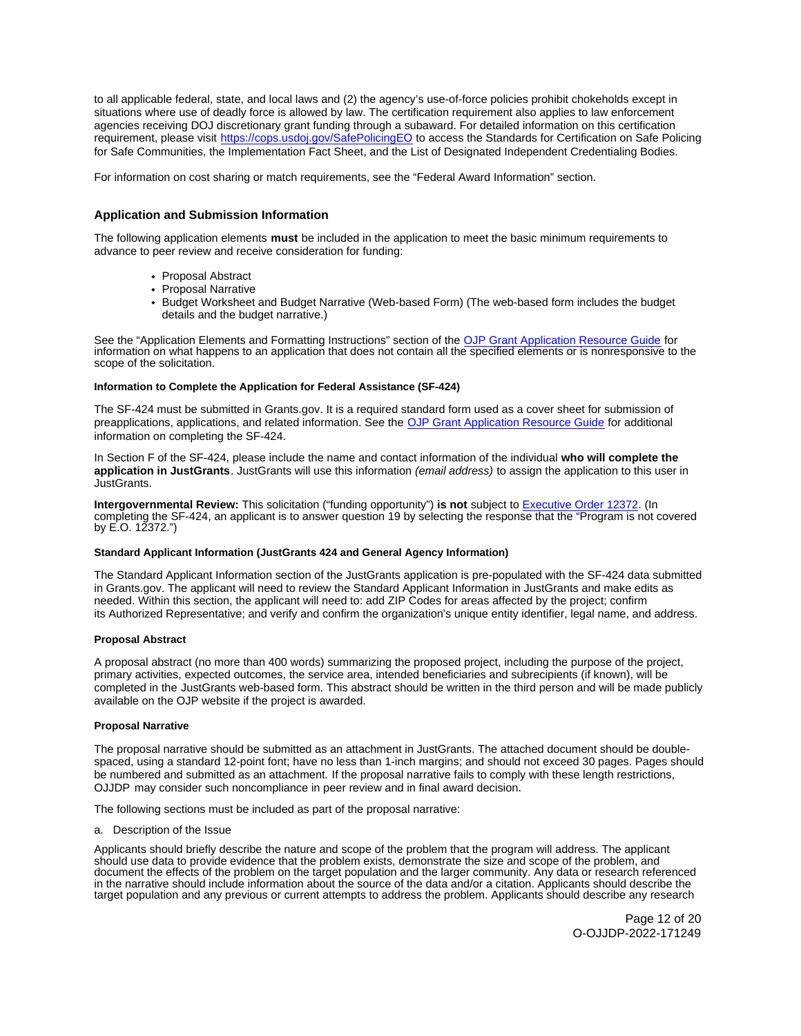to all applicable federal, state, and local laws and (2) the agency's use-of-force policies prohibit chokeholds except in situations where use of deadly force is allowed by law. The certification requirement also applies to law enforcement agencies receiving DOJ discretionary grant funding through a subaward. For detailed information on this certification requirement, please visit https://cops.usdoj.gov/SafePolicingEO to access the Standards for Certification on Safe Policing for Safe Communities, the Implementation Fact Sheet, and the List of Designated Independent Credentialing Bodies.

For information on cost sharing or match requirements, see the "Federal Award Information" section.

## Application and Submission Information

The following application elements **must** be included in the application to meet the basic minimum requirements to advance to peer review and receive consideration for funding:

- Proposal Abstract
- Proposal Narrative
- Budget Worksheet and Budget Narrative (Web-based Form) (The web-based form includes the budget details and the budget narrative.)

See the "Application Elements and Formatting Instructions" section of the OJP Grant Application Resource Guide for information on what happens to an application that does not contain all the specified elements or is nonresponsive to the scope of the solicitation.

#### Information to Complete the Application for Federal Assistance (SF-424)

The SF-424 must be submitted in Grants.gov. It is a required standard form used as a cover sheet for submission of preapplications, applications, and related information. See the OJP Grant Application Resource Guide for additional information on completing the SF-424.

In Section F of the SF-424, please include the name and contact information of the individual **who will complete the application in JustGrants**. JustGrants will use this information *(email address)* to assign the application to this user in JustGrants.

**Intergovernmental Review:** This solicitation ("funding opportunity") **is not** subject to Executive Order 12372. (In completing the SF-424, an applicant is to answer question 19 by selecting the response that the "Program is not covered by E.O. 12372.")

#### Standard Applicant Information (JustGrants 424 and General Agency Information)

The Standard Applicant Information section of the JustGrants application is pre-populated with the SF-424 data submitted in Grants.gov. The applicant will need to review the Standard Applicant Information in JustGrants and make edits as needed. Within this section, the applicant will need to: add ZIP Codes for areas affected by the project; confirm its Authorized Representative; and verify and confirm the organization's unique entity identifier, legal name, and address.

#### Proposal Abstract

A proposal abstract (no more than 400 words) summarizing the proposed project, including the purpose of the project, primary activities, expected outcomes, the service area, intended beneficiaries and subrecipients (if known), will be completed in the JustGrants web-based form. This abstract should be written in the third person and will be made publicly available on the OJP website if the project is awarded.

#### Proposal Narrative

The proposal narrative should be submitted as an attachment in JustGrants. The attached document should be double-spaced, using a standard 12-point font; have no less than 1-inch margins; and should not exceed 30 pages. Pages should be numbered and submitted as an attachment. If the proposal narrative fails to comply with these length restrictions, OJJDP may consider such noncompliance in peer review and in final award decision.

The following sections must be included as part of the proposal narrative:

a. Description of the Issue

Applicants should briefly describe the nature and scope of the problem that the program will address. The applicant should use data to provide evidence that the problem exists, demonstrate the size and scope of the problem, and document the effects of the problem on the target population and the larger community. Any data or research referenced in the narrative should include information about the source of the data and/or a citation. Applicants should describe the target population and any previous or current attempts to address the problem. Applicants should describe any research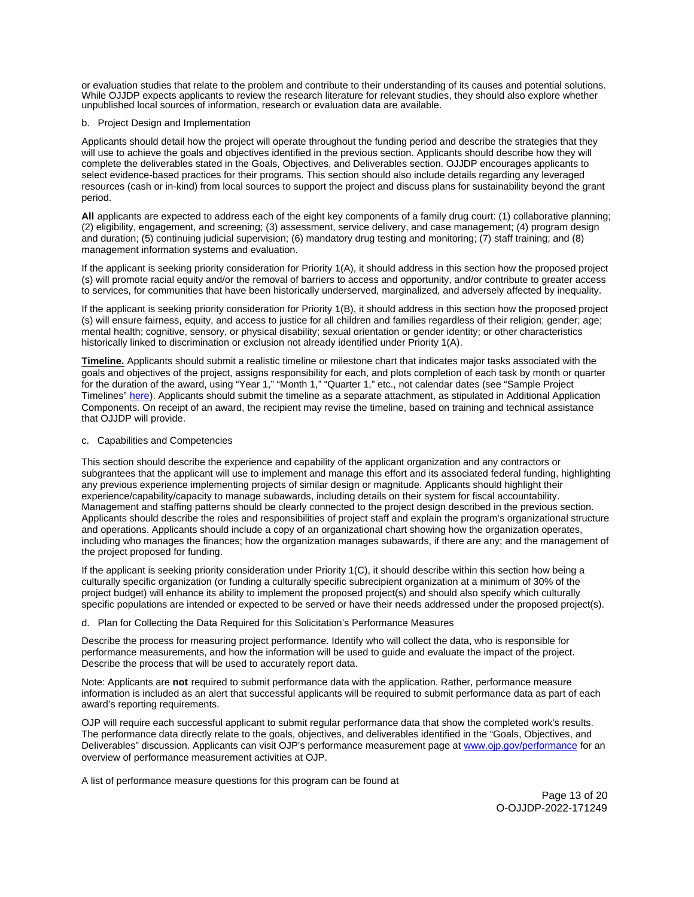or evaluation studies that relate to the problem and contribute to their understanding of its causes and potential solutions. While OJJDP expects applicants to review the research literature for relevant studies, they should also explore whether unpublished local sources of information, research or evaluation data are available.

b. Project Design and Implementation

Applicants should detail how the project will operate throughout the funding period and describe the strategies that they will use to achieve the goals and objectives identified in the previous section. Applicants should describe how they will complete the deliverables stated in the Goals, Objectives, and Deliverables section. OJJDP encourages applicants to select evidence-based practices for their programs. This section should also include details regarding any leveraged resources (cash or in-kind) from local sources to support the project and discuss plans for sustainability beyond the grant period.

**All** applicants are expected to address each of the eight key components of a family drug court: (1) collaborative planning; (2) eligibility, engagement, and screening; (3) assessment, service delivery, and case management; (4) program design and duration; (5) continuing judicial supervision; (6) mandatory drug testing and monitoring; (7) staff training; and (8) management information systems and evaluation.

If the applicant is seeking priority consideration for Priority 1(A), it should address in this section how the proposed project (s) will promote racial equity and/or the removal of barriers to access and opportunity, and/or contribute to greater access to services, for communities that have been historically underserved, marginalized, and adversely affected by inequality.

If the applicant is seeking priority consideration for Priority 1(B), it should address in this section how the proposed project (s) will ensure fairness, equity, and access to justice for all children and families regardless of their religion; gender; age; mental health; cognitive, sensory, or physical disability; sexual orientation or gender identity; or other characteristics historically linked to discrimination or exclusion not already identified under Priority 1(A).

**Timeline.** Applicants should submit a realistic timeline or milestone chart that indicates major tasks associated with the goals and objectives of the project, assigns responsibility for each, and plots completion of each task by month or quarter for the duration of the award, using "Year 1," "Month 1," "Quarter 1," etc., not calendar dates (see "Sample Project Timelines" here). Applicants should submit the timeline as a separate attachment, as stipulated in Additional Application Components. On receipt of an award, the recipient may revise the timeline, based on training and technical assistance that OJJDP will provide.

c. Capabilities and Competencies

This section should describe the experience and capability of the applicant organization and any contractors or subgrantees that the applicant will use to implement and manage this effort and its associated federal funding, highlighting any previous experience implementing projects of similar design or magnitude. Applicants should highlight their experience/capability/capacity to manage subawards, including details on their system for fiscal accountability. Management and staffing patterns should be clearly connected to the project design described in the previous section. Applicants should describe the roles and responsibilities of project staff and explain the program's organizational structure and operations. Applicants should include a copy of an organizational chart showing how the organization operates, including who manages the finances; how the organization manages subawards, if there are any; and the management of the project proposed for funding.

If the applicant is seeking priority consideration under Priority 1(C), it should describe within this section how being a culturally specific organization (or funding a culturally specific subrecipient organization at a minimum of 30% of the project budget) will enhance its ability to implement the proposed project(s) and should also specify which culturally specific populations are intended or expected to be served or have their needs addressed under the proposed project(s).

d. Plan for Collecting the Data Required for this Solicitation's Performance Measures

Describe the process for measuring project performance. Identify who will collect the data, who is responsible for performance measurements, and how the information will be used to guide and evaluate the impact of the project. Describe the process that will be used to accurately report data.

Note: Applicants are **not** required to submit performance data with the application. Rather, performance measure information is included as an alert that successful applicants will be required to submit performance data as part of each award's reporting requirements.

OJP will require each successful applicant to submit regular performance data that show the completed work's results. The performance data directly relate to the goals, objectives, and deliverables identified in the "Goals, Objectives, and Deliverables" discussion. Applicants can visit OJP's performance measurement page at www.ojp.gov/performance for an overview of performance measurement activities at OJP.

A list of performance measure questions for this program can be found at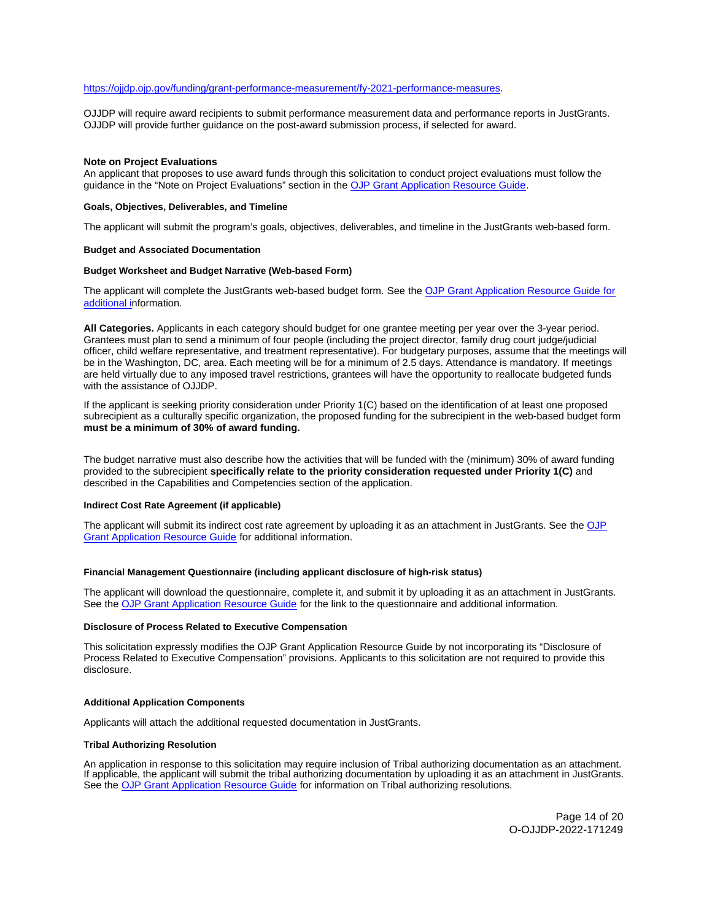https://ojjdp.ojp.gov/funding/grant-performance-measurement/fy-2021-performance-measures.

OJJDP will require award recipients to submit performance measurement data and performance reports in JustGrants. OJJDP will provide further guidance on the post-award submission process, if selected for award.

**Note on Project Evaluations**

An applicant that proposes to use award funds through this solicitation to conduct project evaluations must follow the guidance in the "Note on Project Evaluations" section in the OJP Grant Application Resource Guide.

**Goals, Objectives, Deliverables, and Timeline**

The applicant will submit the program's goals, objectives, deliverables, and timeline in the JustGrants web-based form.

**Budget and Associated Documentation**

**Budget Worksheet and Budget Narrative (Web-based Form)**

The applicant will complete the JustGrants web-based budget form. See the OJP Grant Application Resource Guide for additional information.

**All Categories.** Applicants in each category should budget for one grantee meeting per year over the 3-year period. Grantees must plan to send a minimum of four people (including the project director, family drug court judge/judicial officer, child welfare representative, and treatment representative). For budgetary purposes, assume that the meetings will be in the Washington, DC, area. Each meeting will be for a minimum of 2.5 days. Attendance is mandatory. If meetings are held virtually due to any imposed travel restrictions, grantees will have the opportunity to reallocate budgeted funds with the assistance of OJJDP.

If the applicant is seeking priority consideration under Priority 1(C) based on the identification of at least one proposed subrecipient as a culturally specific organization, the proposed funding for the subrecipient in the web-based budget form **must be a minimum of 30% of award funding.**

The budget narrative must also describe how the activities that will be funded with the (minimum) 30% of award funding provided to the subrecipient **specifically relate to the priority consideration requested under Priority 1(C)** and described in the Capabilities and Competencies section of the application.

**Indirect Cost Rate Agreement (if applicable)**

The applicant will submit its indirect cost rate agreement by uploading it as an attachment in JustGrants. See the OJP Grant Application Resource Guide for additional information.

**Financial Management Questionnaire (including applicant disclosure of high-risk status)**

The applicant will download the questionnaire, complete it, and submit it by uploading it as an attachment in JustGrants. See the OJP Grant Application Resource Guide for the link to the questionnaire and additional information.

**Disclosure of Process Related to Executive Compensation**

This solicitation expressly modifies the OJP Grant Application Resource Guide by not incorporating its "Disclosure of Process Related to Executive Compensation" provisions. Applicants to this solicitation are not required to provide this disclosure.

**Additional Application Components**

Applicants will attach the additional requested documentation in JustGrants.

**Tribal Authorizing Resolution**

An application in response to this solicitation may require inclusion of Tribal authorizing documentation as an attachment. If applicable, the applicant will submit the tribal authorizing documentation by uploading it as an attachment in JustGrants. See the OJP Grant Application Resource Guide for information on Tribal authorizing resolutions.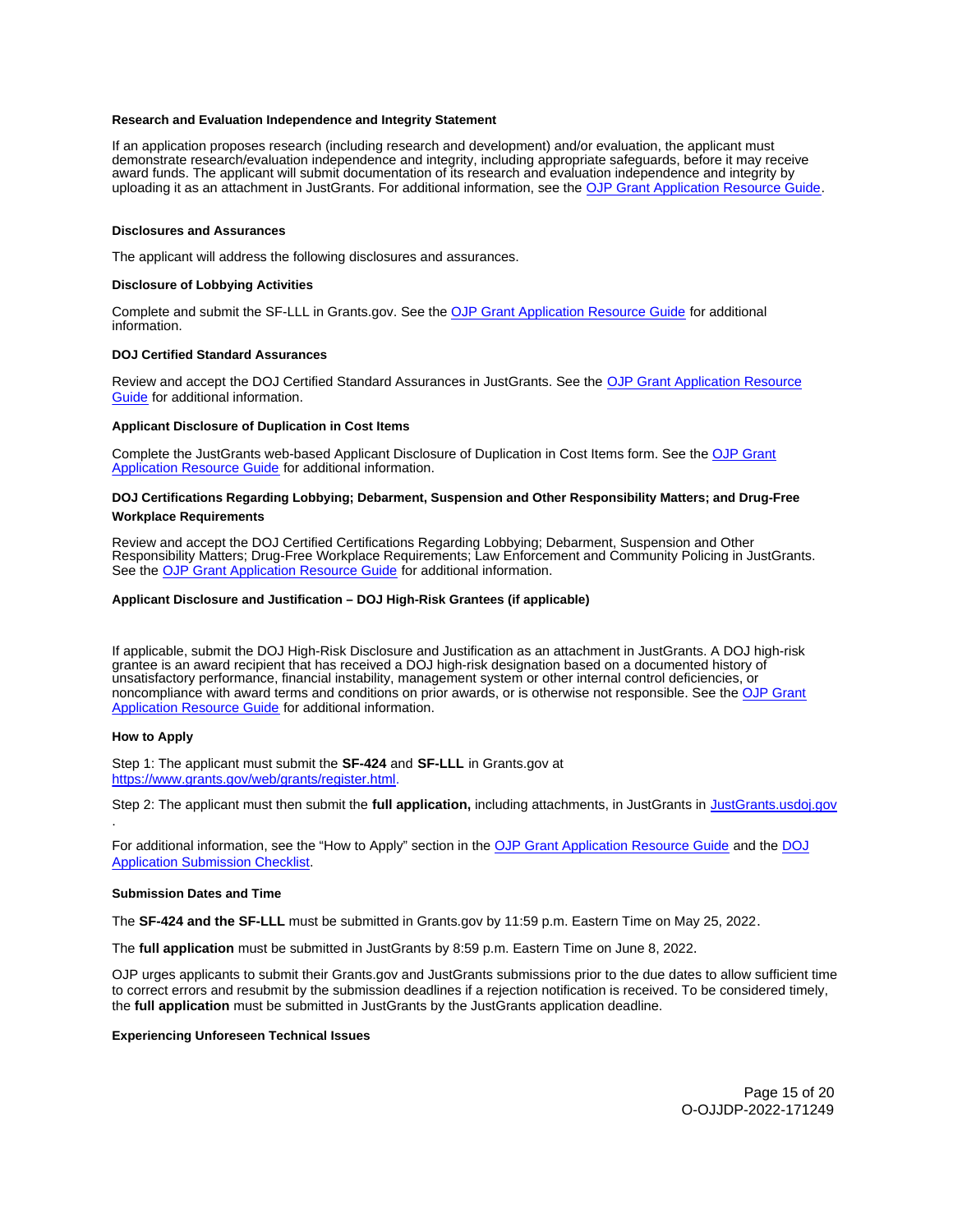**Research and Evaluation Independence and Integrity Statement**

If an application proposes research (including research and development) and/or evaluation, the applicant must demonstrate research/evaluation independence and integrity, including appropriate safeguards, before it may receive award funds. The applicant will submit documentation of its research and evaluation independence and integrity by uploading it as an attachment in JustGrants. For additional information, see the OJP Grant Application Resource Guide.

**Disclosures and Assurances**

The applicant will address the following disclosures and assurances.

**Disclosure of Lobbying Activities**

Complete and submit the SF-LLL in Grants.gov. See the OJP Grant Application Resource Guide for additional information.

**DOJ Certified Standard Assurances**

Review and accept the DOJ Certified Standard Assurances in JustGrants. See the OJP Grant Application Resource Guide for additional information.

**Applicant Disclosure of Duplication in Cost Items**

Complete the JustGrants web-based Applicant Disclosure of Duplication in Cost Items form. See the OJP Grant Application Resource Guide for additional information.

**DOJ Certifications Regarding Lobbying; Debarment, Suspension and Other Responsibility Matters; and Drug-Free Workplace Requirements**

Review and accept the DOJ Certified Certifications Regarding Lobbying; Debarment, Suspension and Other Responsibility Matters; Drug-Free Workplace Requirements; Law Enforcement and Community Policing in JustGrants. See the OJP Grant Application Resource Guide for additional information.

**Applicant Disclosure and Justification – DOJ High-Risk Grantees (if applicable)**

If applicable, submit the DOJ High-Risk Disclosure and Justification as an attachment in JustGrants. A DOJ high-risk grantee is an award recipient that has received a DOJ high-risk designation based on a documented history of unsatisfactory performance, financial instability, management system or other internal control deficiencies, or noncompliance with award terms and conditions on prior awards, or is otherwise not responsible. See the OJP Grant Application Resource Guide for additional information.

**How to Apply**

Step 1: The applicant must submit the **SF-424** and **SF-LLL** in Grants.gov at https://www.grants.gov/web/grants/register.html.

Step 2: The applicant must then submit the **full application,** including attachments, in JustGrants in JustGrants.usdoj.gov.

For additional information, see the "How to Apply" section in the OJP Grant Application Resource Guide and the DOJ Application Submission Checklist.

**Submission Dates and Time**

The **SF-424 and the SF-LLL** must be submitted in Grants.gov by 11:59 p.m. Eastern Time on May 25, 2022.

The **full application** must be submitted in JustGrants by 8:59 p.m. Eastern Time on June 8, 2022.

OJP urges applicants to submit their Grants.gov and JustGrants submissions prior to the due dates to allow sufficient time to correct errors and resubmit by the submission deadlines if a rejection notification is received. To be considered timely, the **full application** must be submitted in JustGrants by the JustGrants application deadline.

**Experiencing Unforeseen Technical Issues**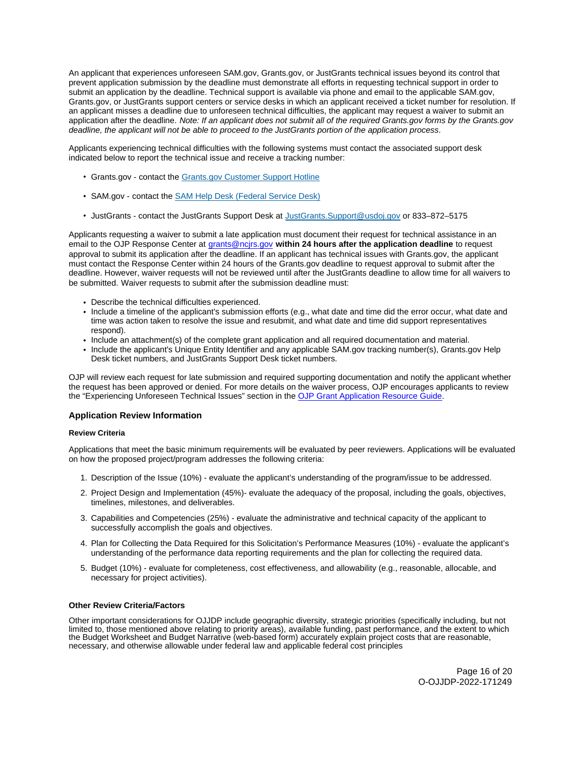An applicant that experiences unforeseen SAM.gov, Grants.gov, or JustGrants technical issues beyond its control that prevent application submission by the deadline must demonstrate all efforts in requesting technical support in order to submit an application by the deadline. Technical support is available via phone and email to the applicable SAM.gov, Grants.gov, or JustGrants support centers or service desks in which an applicant received a ticket number for resolution. If an applicant misses a deadline due to unforeseen technical difficulties, the applicant may request a waiver to submit an application after the deadline. *Note: If an applicant does not submit all of the required Grants.gov forms by the Grants.gov deadline, the applicant will not be able to proceed to the JustGrants portion of the application process*.

Applicants experiencing technical difficulties with the following systems must contact the associated support desk indicated below to report the technical issue and receive a tracking number:

- Grants.gov - contact the Grants.gov Customer Support Hotline
- SAM.gov - contact the SAM Help Desk (Federal Service Desk)
- JustGrants - contact the JustGrants Support Desk at JustGrants.Support@usdoj.gov or 833–872–5175

Applicants requesting a waiver to submit a late application must document their request for technical assistance in an email to the OJP Response Center at grants@ncjrs.gov **within 24 hours after the application deadline** to request approval to submit its application after the deadline. If an applicant has technical issues with Grants.gov, the applicant must contact the Response Center within 24 hours of the Grants.gov deadline to request approval to submit after the deadline. However, waiver requests will not be reviewed until after the JustGrants deadline to allow time for all waivers to be submitted. Waiver requests to submit after the submission deadline must:

- Describe the technical difficulties experienced.
- Include a timeline of the applicant's submission efforts (e.g., what date and time did the error occur, what date and time was action taken to resolve the issue and resubmit, and what date and time did support representatives respond).
- Include an attachment(s) of the complete grant application and all required documentation and material.
- Include the applicant's Unique Entity Identifier and any applicable SAM.gov tracking number(s), Grants.gov Help Desk ticket numbers, and JustGrants Support Desk ticket numbers.

OJP will review each request for late submission and required supporting documentation and notify the applicant whether the request has been approved or denied. For more details on the waiver process, OJP encourages applicants to review the "Experiencing Unforeseen Technical Issues" section in the OJP Grant Application Resource Guide.

### Application Review Information

#### Review Criteria

Applications that meet the basic minimum requirements will be evaluated by peer reviewers. Applications will be evaluated on how the proposed project/program addresses the following criteria:

1. Description of the Issue (10%) - evaluate the applicant's understanding of the program/issue to be addressed.
2. Project Design and Implementation (45%)- evaluate the adequacy of the proposal, including the goals, objectives, timelines, milestones, and deliverables.
3. Capabilities and Competencies (25%) - evaluate the administrative and technical capacity of the applicant to successfully accomplish the goals and objectives.
4. Plan for Collecting the Data Required for this Solicitation's Performance Measures (10%) - evaluate the applicant's understanding of the performance data reporting requirements and the plan for collecting the required data.
5. Budget (10%) - evaluate for completeness, cost effectiveness, and allowability (e.g., reasonable, allocable, and necessary for project activities).

#### Other Review Criteria/Factors

Other important considerations for OJJDP include geographic diversity, strategic priorities (specifically including, but not limited to, those mentioned above relating to priority areas), available funding, past performance, and the extent to which the Budget Worksheet and Budget Narrative (web-based form) accurately explain project costs that are reasonable, necessary, and otherwise allowable under federal law and applicable federal cost principles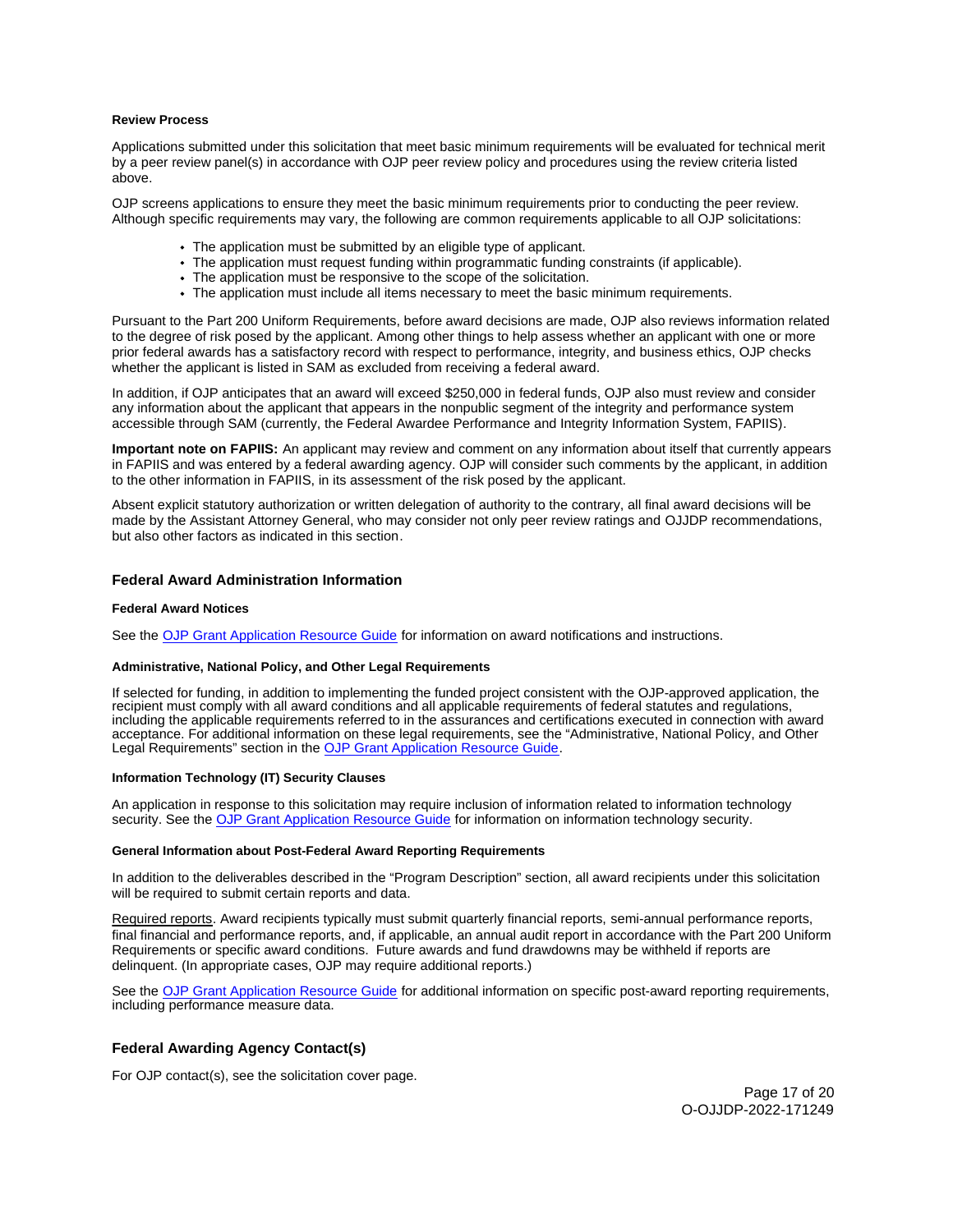#### Review Process

Applications submitted under this solicitation that meet basic minimum requirements will be evaluated for technical merit by a peer review panel(s) in accordance with OJP peer review policy and procedures using the review criteria listed above.

OJP screens applications to ensure they meet the basic minimum requirements prior to conducting the peer review. Although specific requirements may vary, the following are common requirements applicable to all OJP solicitations:

- The application must be submitted by an eligible type of applicant.
- The application must request funding within programmatic funding constraints (if applicable).
- The application must be responsive to the scope of the solicitation.
- The application must include all items necessary to meet the basic minimum requirements.

Pursuant to the Part 200 Uniform Requirements, before award decisions are made, OJP also reviews information related to the degree of risk posed by the applicant. Among other things to help assess whether an applicant with one or more prior federal awards has a satisfactory record with respect to performance, integrity, and business ethics, OJP checks whether the applicant is listed in SAM as excluded from receiving a federal award.

In addition, if OJP anticipates that an award will exceed $250,000 in federal funds, OJP also must review and consider any information about the applicant that appears in the nonpublic segment of the integrity and performance system accessible through SAM (currently, the Federal Awardee Performance and Integrity Information System, FAPIIS).

**Important note on FAPIIS:** An applicant may review and comment on any information about itself that currently appears in FAPIIS and was entered by a federal awarding agency. OJP will consider such comments by the applicant, in addition to the other information in FAPIIS, in its assessment of the risk posed by the applicant.

Absent explicit statutory authorization or written delegation of authority to the contrary, all final award decisions will be made by the Assistant Attorney General, who may consider not only peer review ratings and OJJDP recommendations, but also other factors as indicated in this section.

### Federal Award Administration Information

#### Federal Award Notices

See the OJP Grant Application Resource Guide for information on award notifications and instructions.

#### Administrative, National Policy, and Other Legal Requirements

If selected for funding, in addition to implementing the funded project consistent with the OJP-approved application, the recipient must comply with all award conditions and all applicable requirements of federal statutes and regulations, including the applicable requirements referred to in the assurances and certifications executed in connection with award acceptance. For additional information on these legal requirements, see the "Administrative, National Policy, and Other Legal Requirements" section in the OJP Grant Application Resource Guide.

#### Information Technology (IT) Security Clauses

An application in response to this solicitation may require inclusion of information related to information technology security. See the OJP Grant Application Resource Guide for information on information technology security.

#### General Information about Post-Federal Award Reporting Requirements

In addition to the deliverables described in the "Program Description" section, all award recipients under this solicitation will be required to submit certain reports and data.

Required reports. Award recipients typically must submit quarterly financial reports, semi-annual performance reports, final financial and performance reports, and, if applicable, an annual audit report in accordance with the Part 200 Uniform Requirements or specific award conditions. Future awards and fund drawdowns may be withheld if reports are delinquent. (In appropriate cases, OJP may require additional reports.)

See the OJP Grant Application Resource Guide for additional information on specific post-award reporting requirements, including performance measure data.

### Federal Awarding Agency Contact(s)

For OJP contact(s), see the solicitation cover page.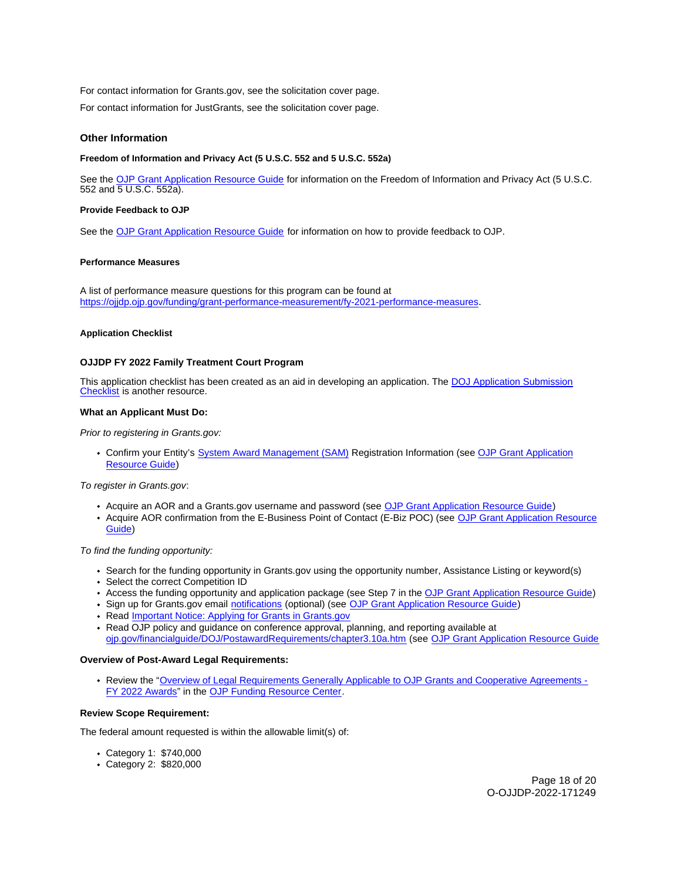For contact information for Grants.gov, see the solicitation cover page.

For contact information for JustGrants, see the solicitation cover page.

## Other Information

#### Freedom of Information and Privacy Act (5 U.S.C. 552 and 5 U.S.C. 552a)

See the OJP Grant Application Resource Guide for information on the Freedom of Information and Privacy Act (5 U.S.C. 552 and 5 U.S.C. 552a).

#### Provide Feedback to OJP

See the OJP Grant Application Resource Guide for information on how to provide feedback to OJP.

#### Performance Measures

A list of performance measure questions for this program can be found at https://ojjdp.ojp.gov/funding/grant-performance-measurement/fy-2021-performance-measures.

#### Application Checklist

#### OJJDP FY 2022 Family Treatment Court Program

This application checklist has been created as an aid in developing an application. The DOJ Application Submission Checklist is another resource.

**What an Applicant Must Do:**

*Prior to registering in Grants.gov:*

- Confirm your Entity's System Award Management (SAM) Registration Information (see OJP Grant Application Resource Guide)

*To register in Grants.gov*:

- Acquire an AOR and a Grants.gov username and password (see OJP Grant Application Resource Guide)
- Acquire AOR confirmation from the E-Business Point of Contact (E-Biz POC) (see OJP Grant Application Resource Guide)

*To find the funding opportunity:*

- Search for the funding opportunity in Grants.gov using the opportunity number, Assistance Listing or keyword(s)
- Select the correct Competition ID
- Access the funding opportunity and application package (see Step 7 in the OJP Grant Application Resource Guide)
- Sign up for Grants.gov email notifications (optional) (see OJP Grant Application Resource Guide)
- Read Important Notice: Applying for Grants in Grants.gov
- Read OJP policy and guidance on conference approval, planning, and reporting available at ojp.gov/financialguide/DOJ/PostawardRequirements/chapter3.10a.htm (see OJP Grant Application Resource Guide

**Overview of Post-Award Legal Requirements:**

- Review the "Overview of Legal Requirements Generally Applicable to OJP Grants and Cooperative Agreements - FY 2022 Awards" in the OJP Funding Resource Center.

**Review Scope Requirement:**

The federal amount requested is within the allowable limit(s) of:

- Category 1: $740,000
- Category 2: $820,000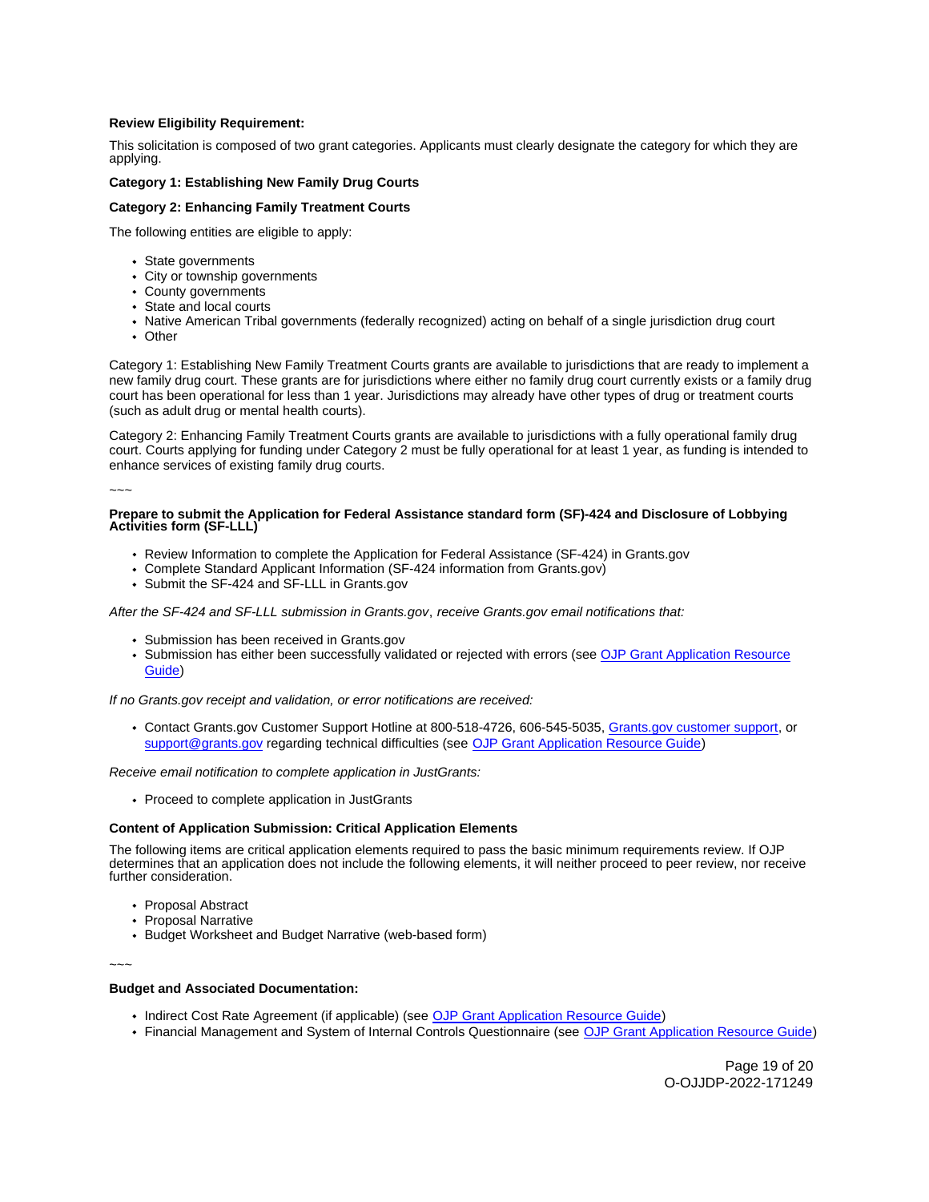**Review Eligibility Requirement:**

This solicitation is composed of two grant categories. Applicants must clearly designate the category for which they are applying.

**Category 1: Establishing New Family Drug Courts**

**Category 2: Enhancing Family Treatment Courts**

The following entities are eligible to apply:

- State governments
- City or township governments
- County governments
- State and local courts
- Native American Tribal governments (federally recognized) acting on behalf of a single jurisdiction drug court
- Other

Category 1: Establishing New Family Treatment Courts grants are available to jurisdictions that are ready to implement a new family drug court. These grants are for jurisdictions where either no family drug court currently exists or a family drug court has been operational for less than 1 year. Jurisdictions may already have other types of drug or treatment courts (such as adult drug or mental health courts).

Category 2: Enhancing Family Treatment Courts grants are available to jurisdictions with a fully operational family drug court. Courts applying for funding under Category 2 must be fully operational for at least 1 year, as funding is intended to enhance services of existing family drug courts.

~~~

**Prepare to submit the Application for Federal Assistance standard form (SF)-424 and Disclosure of Lobbying Activities form (SF-LLL)**

- Review Information to complete the Application for Federal Assistance (SF-424) in Grants.gov
- Complete Standard Applicant Information (SF-424 information from Grants.gov)
- Submit the SF-424 and SF-LLL in Grants.gov

*After the SF-424 and SF-LLL submission in Grants.gov, receive Grants.gov email notifications that:*

- Submission has been received in Grants.gov
- Submission has either been successfully validated or rejected with errors (see OJP Grant Application Resource Guide)

*If no Grants.gov receipt and validation, or error notifications are received:*

- Contact Grants.gov Customer Support Hotline at 800-518-4726, 606-545-5035, Grants.gov customer support, or support@grants.gov regarding technical difficulties (see OJP Grant Application Resource Guide)

*Receive email notification to complete application in JustGrants:*

- Proceed to complete application in JustGrants

**Content of Application Submission: Critical Application Elements**

The following items are critical application elements required to pass the basic minimum requirements review. If OJP determines that an application does not include the following elements, it will neither proceed to peer review, nor receive further consideration.

- Proposal Abstract
- Proposal Narrative
- Budget Worksheet and Budget Narrative (web-based form)

~~~

**Budget and Associated Documentation:**

- Indirect Cost Rate Agreement (if applicable) (see OJP Grant Application Resource Guide)
- Financial Management and System of Internal Controls Questionnaire (see OJP Grant Application Resource Guide)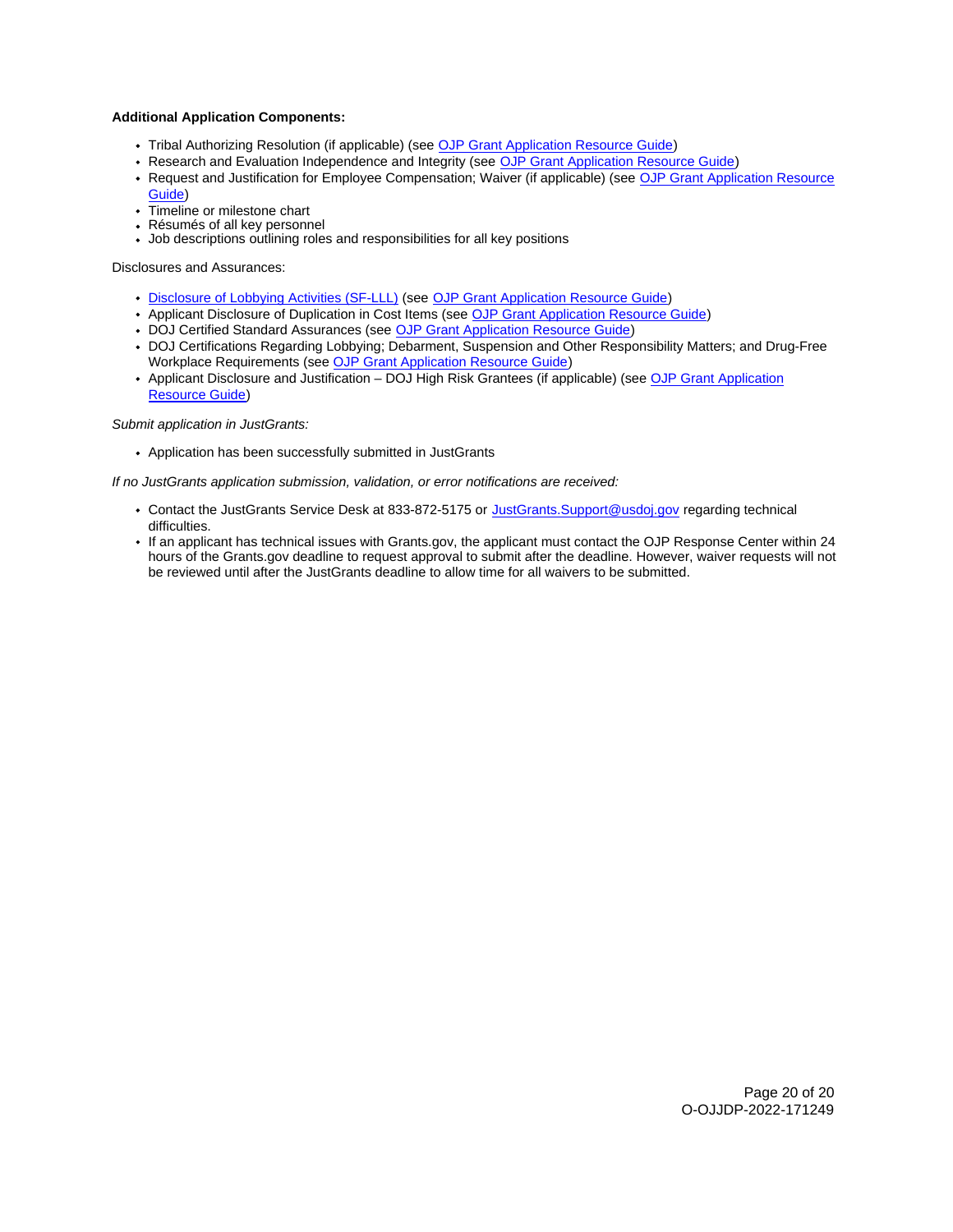**Additional Application Components:**

- Tribal Authorizing Resolution (if applicable) (see OJP Grant Application Resource Guide)
- Research and Evaluation Independence and Integrity (see OJP Grant Application Resource Guide)
- Request and Justification for Employee Compensation; Waiver (if applicable) (see OJP Grant Application Resource Guide)
- Timeline or milestone chart
- Résumés of all key personnel
- Job descriptions outlining roles and responsibilities for all key positions

Disclosures and Assurances:

- Disclosure of Lobbying Activities (SF-LLL) (see OJP Grant Application Resource Guide)
- Applicant Disclosure of Duplication in Cost Items (see OJP Grant Application Resource Guide)
- DOJ Certified Standard Assurances (see OJP Grant Application Resource Guide)
- DOJ Certifications Regarding Lobbying; Debarment, Suspension and Other Responsibility Matters; and Drug-Free Workplace Requirements (see OJP Grant Application Resource Guide)
- Applicant Disclosure and Justification – DOJ High Risk Grantees (if applicable) (see OJP Grant Application Resource Guide)

*Submit application in JustGrants:*

- Application has been successfully submitted in JustGrants

*If no JustGrants application submission, validation, or error notifications are received:*

- Contact the JustGrants Service Desk at 833-872-5175 or JustGrants.Support@usdoj.gov regarding technical difficulties.
- If an applicant has technical issues with Grants.gov, the applicant must contact the OJP Response Center within 24 hours of the Grants.gov deadline to request approval to submit after the deadline. However, waiver requests will not be reviewed until after the JustGrants deadline to allow time for all waivers to be submitted.